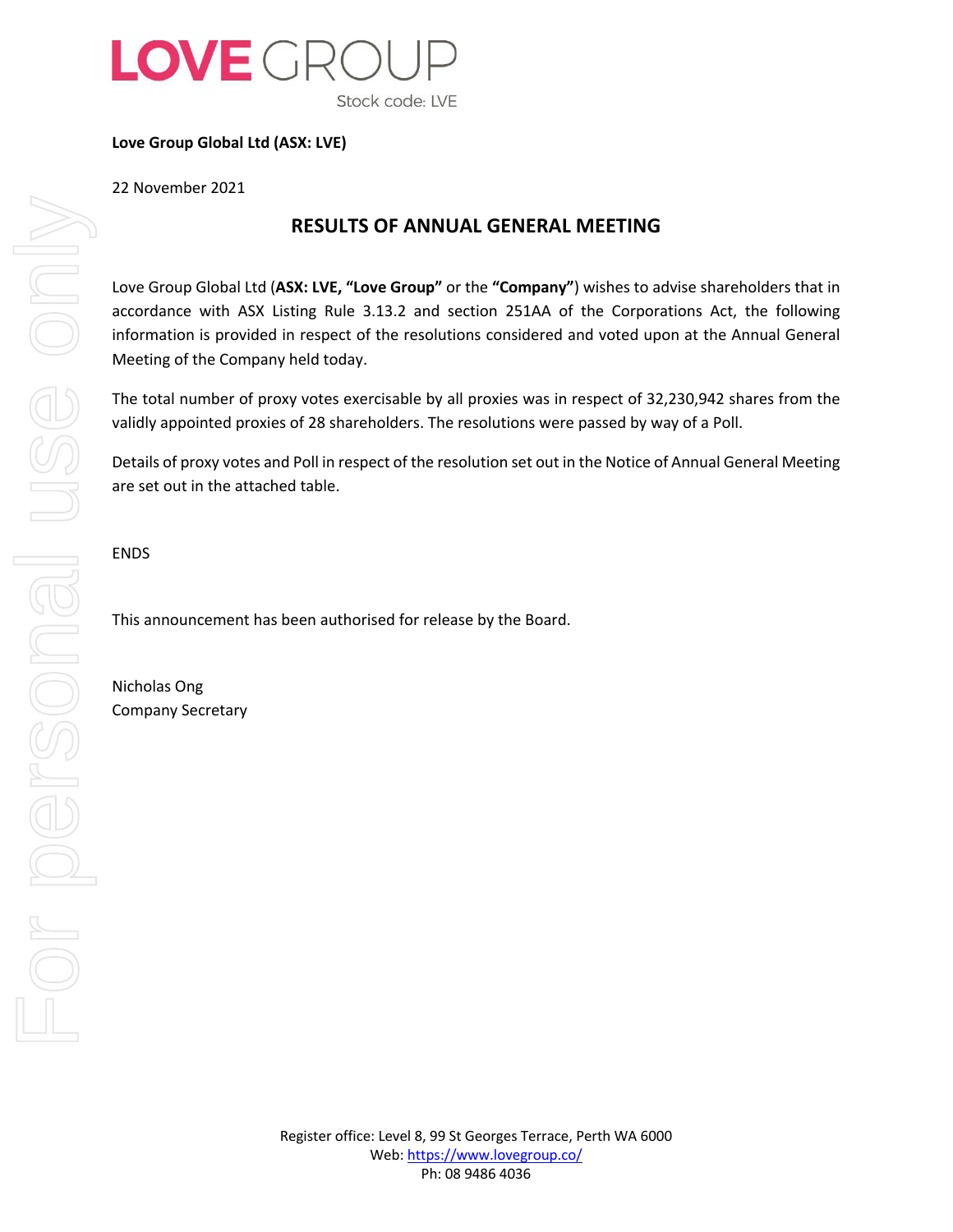**Love Group Global Ltd (ASX: LVE)**

22 November 2021

## RESULTS OF ANNUAL GENERAL MEETING

Love Group Global Ltd (**ASX: LVE, "Love Group"** or the **"Company"**) wishes to advise shareholders that in accordance with ASX Listing Rule 3.13.2 and section 251AA of the Corporations Act, the following information is provided in respect of the resolutions considered and voted upon at the Annual General Meeting of the Company held today.

The total number of proxy votes exercisable by all proxies was in respect of 32,230,942 shares from the validly appointed proxies of 28 shareholders. The resolutions were passed by way of a Poll.

Details of proxy votes and Poll in respect of the resolution set out in the Notice of Annual General Meeting are set out in the attached table.

ENDS

This announcement has been authorised for release by the Board.

Nicholas Ong
Company Secretary

Register office: Level 8, 99 St Georges Terrace, Perth WA 6000
Web: https://www.lovegroup.co/
Ph: 08 9486 4036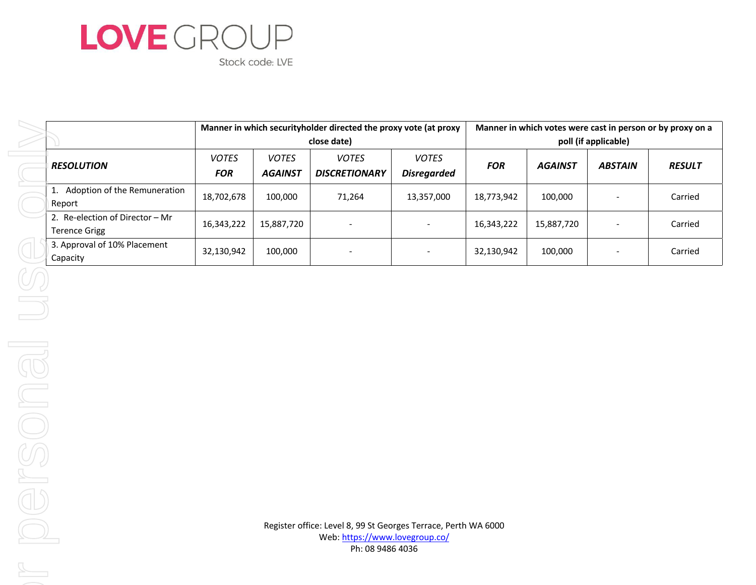LOVE GROUP

Stock code: LVE

| | Manner in which securityholder directed the proxy vote (at proxy close date) | | | | Manner in which votes were cast in person or by proxy on a poll (if applicable) | | | |
|---|---|---|---|---|---|---|---|---|
| ***RESOLUTION*** | *VOTES* ***FOR*** | *VOTES* ***AGAINST*** | *VOTES* ***DISCRETIONARY*** | *VOTES* ***Disregarded*** | ***FOR*** | ***AGAINST*** | ***ABSTAIN*** | ***RESULT*** |
| 1. Adoption of the Remuneration Report | 18,702,678 | 100,000 | 71,264 | 13,357,000 | 18,773,942 | 100,000 | - | Carried |
| 2. Re-election of Director – Mr Terence Grigg | 16,343,222 | 15,887,720 | - | - | 16,343,222 | 15,887,720 | - | Carried |
| 3. Approval of 10% Placement Capacity | 32,130,942 | 100,000 | - | - | 32,130,942 | 100,000 | - | Carried |

Register office: Level 8, 99 St Georges Terrace, Perth WA 6000
Web: https://www.lovegroup.co/
Ph: 08 9486 4036